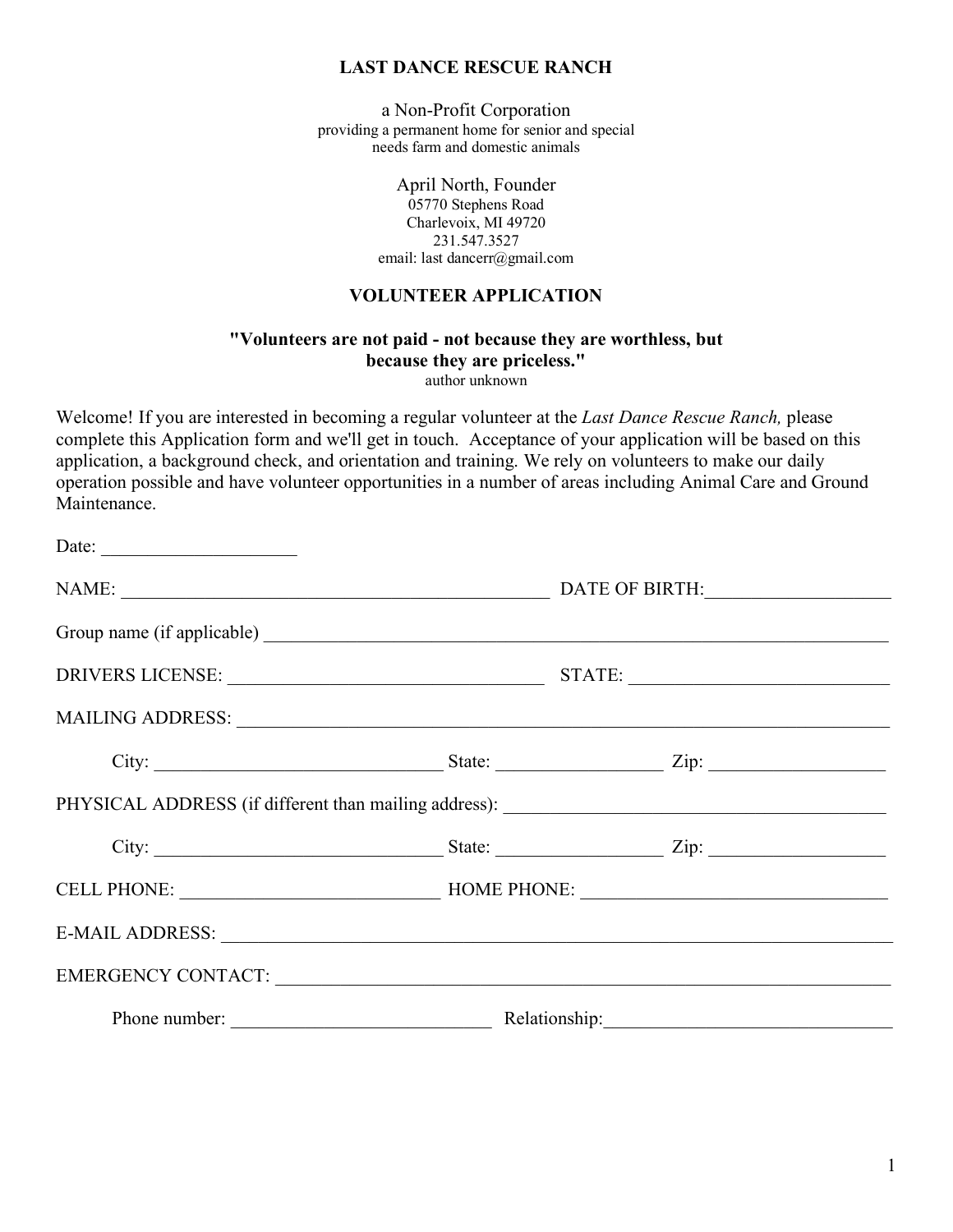# LAST DANCE RESCUE RANCH

a Non-Profit Corporation
providing a permanent home for senior and special needs farm and domestic animals

April North, Founder
05770 Stephens Road
Charlevoix, MI 49720
231.547.3527
email: last dancerr@gmail.com

## VOLUNTEER APPLICATION

**"Volunteers are not paid - not because they are worthless, but because they are priceless."**
author unknown

Welcome! If you are interested in becoming a regular volunteer at the *Last Dance Rescue Ranch,* please complete this Application form and we'll get in touch. Acceptance of your application will be based on this application, a background check, and orientation and training. We rely on volunteers to make our daily operation possible and have volunteer opportunities in a number of areas including Animal Care and Ground Maintenance.

Date: ____________________

NAME: ______________________________________________ DATE OF BIRTH:___________________

Group name (if applicable) ______________________________________________________________

DRIVERS LICENSE: _________________________________ STATE: ___________________________

MAILING ADDRESS: _________________________________________________________________

City: ______________________________ State: _________________ Zip: __________________

PHYSICAL ADDRESS (if different than mailing address): _______________________________________

City: ______________________________ State: _________________ Zip: __________________

CELL PHONE: ___________________________ HOME PHONE: ________________________________

E-MAIL ADDRESS: ___________________________________________________________________

EMERGENCY CONTACT: _______________________________________________________________

Phone number: ___________________________ Relationship:______________________________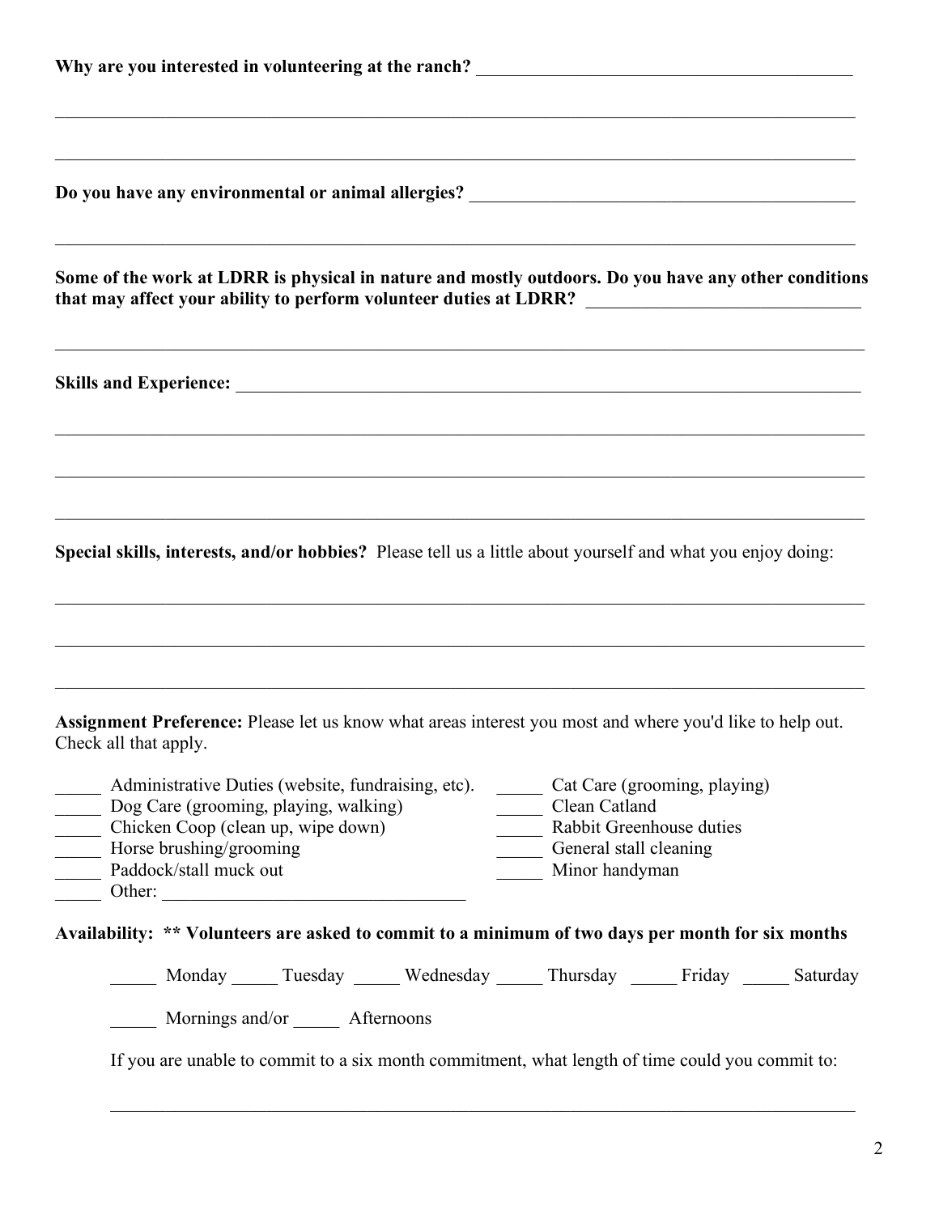**Why are you interested in volunteering at the ranch?** ___________________________________________

_____________________________________________________________________________________________

_____________________________________________________________________________________________

**Do you have any environmental or animal allergies?** ____________________________________________

_____________________________________________________________________________________________

**Some of the work at LDRR is physical in nature and mostly outdoors. Do you have any other conditions that may affect your ability to perform volunteer duties at LDRR?** _______________________________

_____________________________________________________________________________________________

**Skills and Experience:** ____________________________________________________________________

_____________________________________________________________________________________________

_____________________________________________________________________________________________

_____________________________________________________________________________________________

**Special skills, interests, and/or hobbies?** Please tell us a little about yourself and what you enjoy doing:

_____________________________________________________________________________________________

_____________________________________________________________________________________________

_____________________________________________________________________________________________

**Assignment Preference:** Please let us know what areas interest you most and where you'd like to help out. Check all that apply.

_____ Administrative Duties (website, fundraising, etc).
_____ Dog Care (grooming, playing, walking)
_____ Chicken Coop (clean up, wipe down)
_____ Horse brushing/grooming
_____ Paddock/stall muck out
_____ Other: _________________________________
_____ Cat Care (grooming, playing)
_____ Clean Catland
_____ Rabbit Greenhouse duties
_____ General stall cleaning
_____ Minor handyman

**Availability: \*\* Volunteers are asked to commit to a minimum of two days per month for six months**

_____ Monday _____ Tuesday _____ Wednesday _____ Thursday _____ Friday _____ Saturday

_____ Mornings and/or _____ Afternoons

If you are unable to commit to a six month commitment, what length of time could you commit to:

_____________________________________________________________________________________________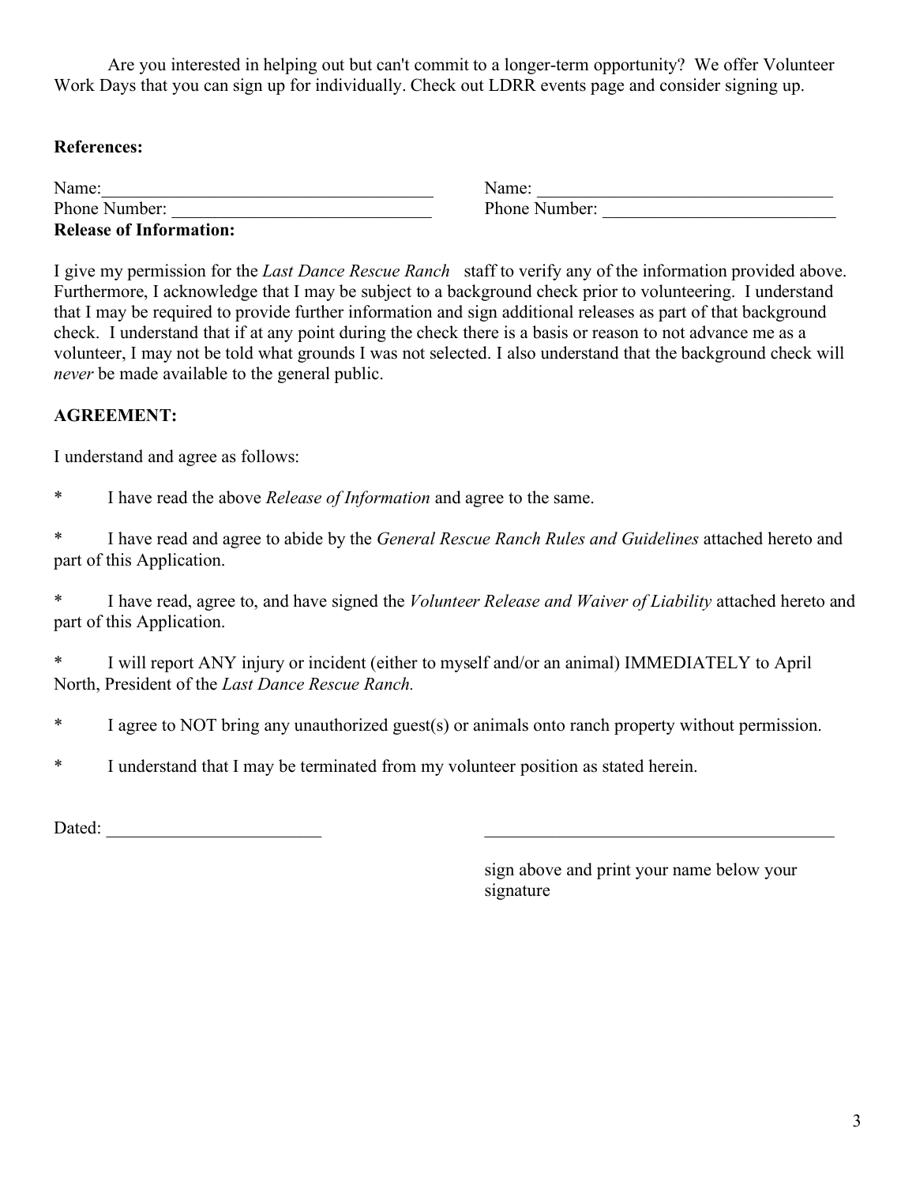Are you interested in helping out but can't commit to a longer-term opportunity? We offer Volunteer Work Days that you can sign up for individually. Check out LDRR events page and consider signing up.

**References:**

Name:\_\_\_\_\_\_\_\_\_\_\_\_\_\_\_\_\_\_\_\_\_\_\_\_\_\_\_\_\_\_\_\_\_\_\_\_\_\_ Name: \_\_\_\_\_\_\_\_\_\_\_\_\_\_\_\_\_\_\_\_\_\_\_\_\_\_\_\_\_\_\_\_\_\_\_
Phone Number: \_\_\_\_\_\_\_\_\_\_\_\_\_\_\_\_\_\_\_\_\_\_\_\_\_\_\_\_\_\_ Phone Number: \_\_\_\_\_\_\_\_\_\_\_\_\_\_\_\_\_\_\_\_\_\_\_\_\_\_\_

**Release of Information:**

I give my permission for the *Last Dance Rescue Ranch* staff to verify any of the information provided above. Furthermore, I acknowledge that I may be subject to a background check prior to volunteering. I understand that I may be required to provide further information and sign additional releases as part of that background check. I understand that if at any point during the check there is a basis or reason to not advance me as a volunteer, I may not be told what grounds I was not selected. I also understand that the background check will *never* be made available to the general public.

**AGREEMENT:**

I understand and agree as follows:

\* I have read the above *Release of Information* and agree to the same.

\* I have read and agree to abide by the *General Rescue Ranch Rules and Guidelines* attached hereto and part of this Application.

\* I have read, agree to, and have signed the *Volunteer Release and Waiver of Liability* attached hereto and part of this Application.

\* I will report ANY injury or incident (either to myself and/or an animal) IMMEDIATELY to April North, President of the *Last Dance Rescue Ranch.*

\* I agree to NOT bring any unauthorized guest(s) or animals onto ranch property without permission.

\* I understand that I may be terminated from my volunteer position as stated herein.

Dated: \_\_\_\_\_\_\_\_\_\_\_\_\_\_\_\_\_\_\_\_\_\_\_\_\_ \_\_\_\_\_\_\_\_\_\_\_\_\_\_\_\_\_\_\_\_\_\_\_\_\_\_\_\_\_\_\_\_\_\_\_\_\_\_\_\_\_

sign above and print your name below your signature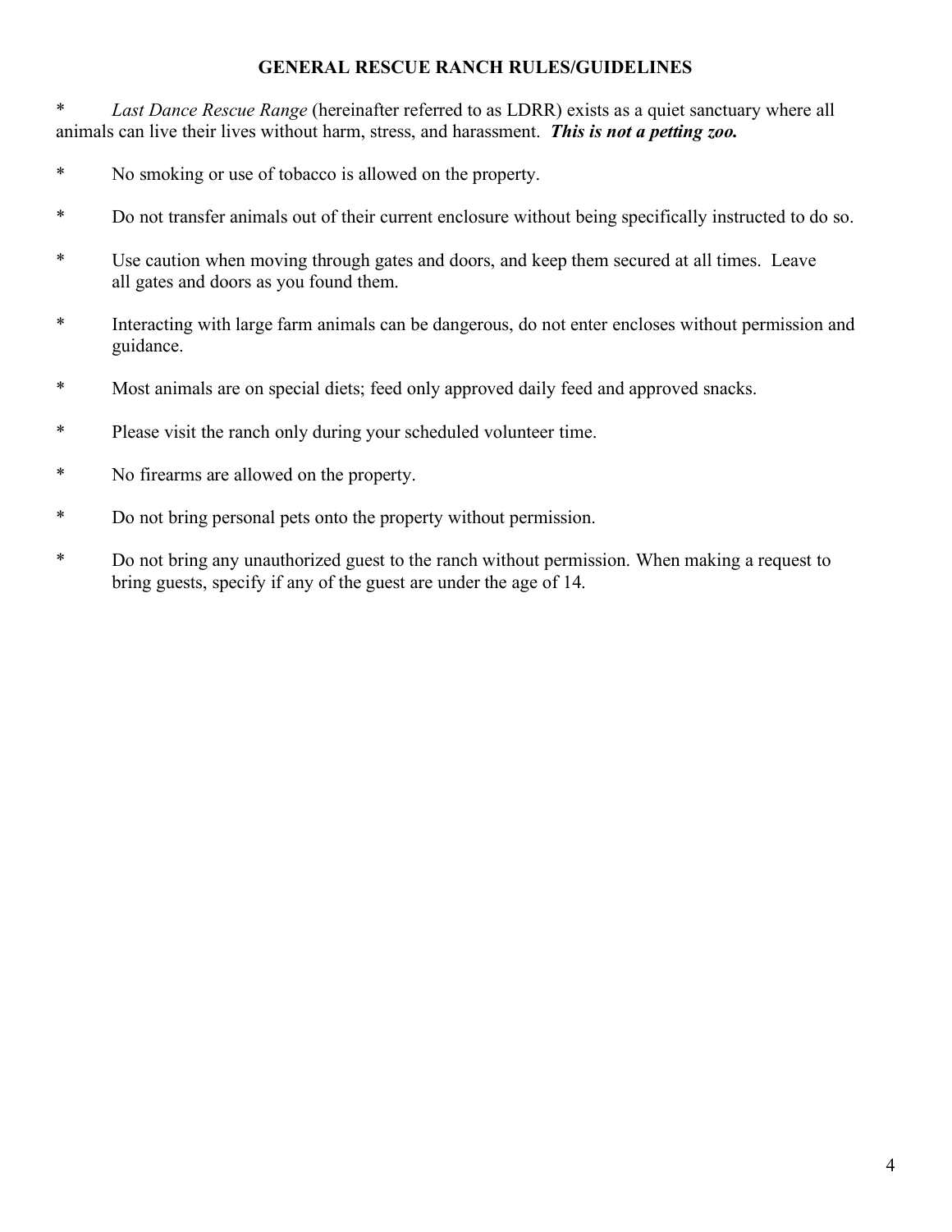**GENERAL RESCUE RANCH RULES/GUIDELINES**

* *Last Dance Rescue Range* (hereinafter referred to as LDRR) exists as a quiet sanctuary where all animals can live their lives without harm, stress, and harassment. ***This is not a petting zoo.***

* No smoking or use of tobacco is allowed on the property.

* Do not transfer animals out of their current enclosure without being specifically instructed to do so.

* Use caution when moving through gates and doors, and keep them secured at all times. Leave all gates and doors as you found them.

* Interacting with large farm animals can be dangerous, do not enter encloses without permission and guidance.

* Most animals are on special diets; feed only approved daily feed and approved snacks.

* Please visit the ranch only during your scheduled volunteer time.

* No firearms are allowed on the property.

* Do not bring personal pets onto the property without permission.

* Do not bring any unauthorized guest to the ranch without permission. When making a request to bring guests, specify if any of the guest are under the age of 14.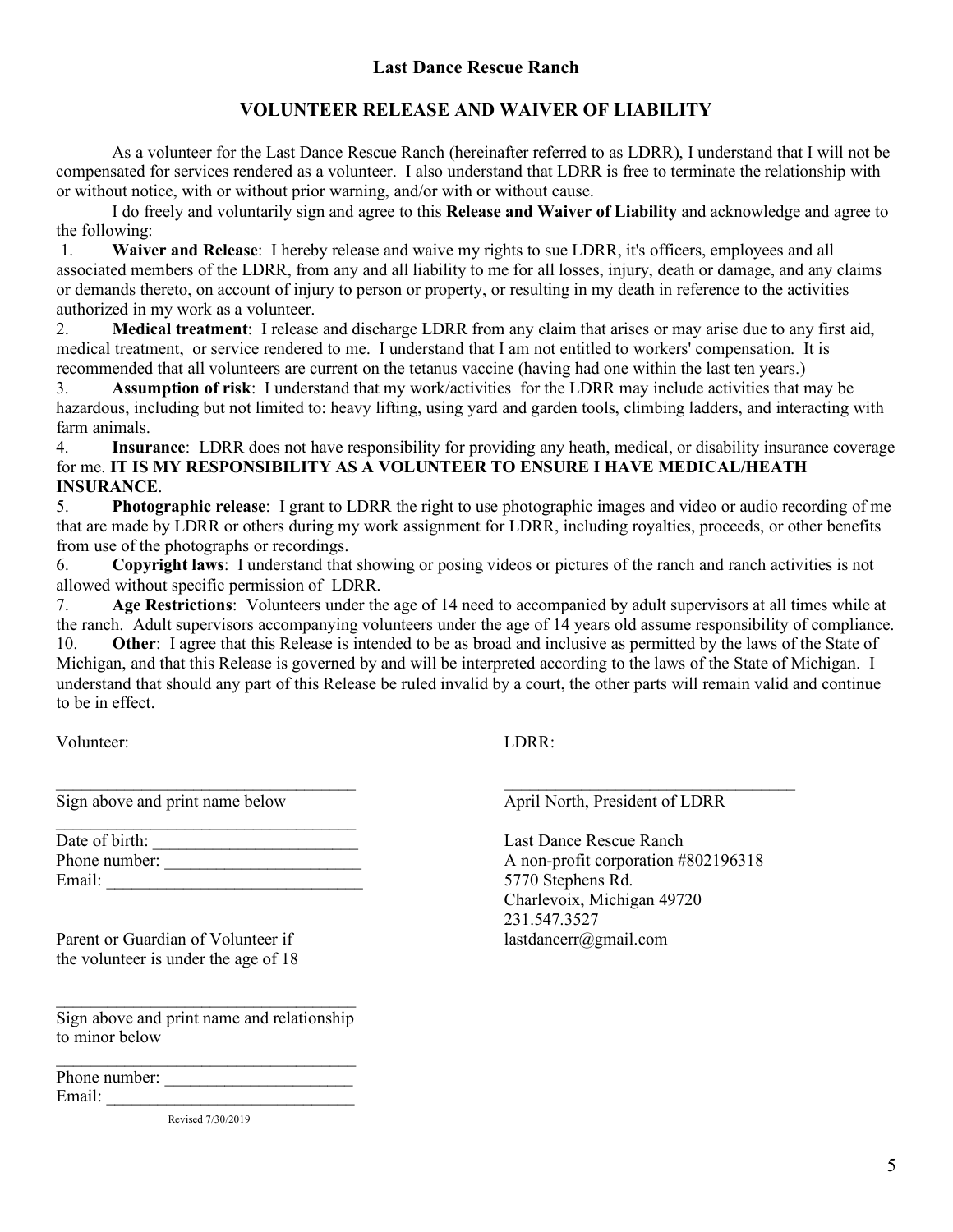## Last Dance Rescue Ranch

## VOLUNTEER RELEASE AND WAIVER OF LIABILITY

As a volunteer for the Last Dance Rescue Ranch (hereinafter referred to as LDRR), I understand that I will not be compensated for services rendered as a volunteer. I also understand that LDRR is free to terminate the relationship with or without notice, with or without prior warning, and/or with or without cause.

I do freely and voluntarily sign and agree to this **Release and Waiver of Liability** and acknowledge and agree to the following:

1. **Waiver and Release**: I hereby release and waive my rights to sue LDRR, it's officers, employees and all associated members of the LDRR, from any and all liability to me for all losses, injury, death or damage, and any claims or demands thereto, on account of injury to person or property, or resulting in my death in reference to the activities authorized in my work as a volunteer.
2. **Medical treatment**: I release and discharge LDRR from any claim that arises or may arise due to any first aid, medical treatment, or service rendered to me. I understand that I am not entitled to workers' compensation. It is recommended that all volunteers are current on the tetanus vaccine (having had one within the last ten years.)
3. **Assumption of risk**: I understand that my work/activities for the LDRR may include activities that may be hazardous, including but not limited to: heavy lifting, using yard and garden tools, climbing ladders, and interacting with farm animals.
4. **Insurance**: LDRR does not have responsibility for providing any heath, medical, or disability insurance coverage for me. **IT IS MY RESPONSIBILITY AS A VOLUNTEER TO ENSURE I HAVE MEDICAL/HEATH INSURANCE**.
5. **Photographic release**: I grant to LDRR the right to use photographic images and video or audio recording of me that are made by LDRR or others during my work assignment for LDRR, including royalties, proceeds, or other benefits from use of the photographs or recordings.
6. **Copyright laws**: I understand that showing or posing videos or pictures of the ranch and ranch activities is not allowed without specific permission of LDRR.
7. **Age Restrictions**: Volunteers under the age of 14 need to accompanied by adult supervisors at all times while at the ranch. Adult supervisors accompanying volunteers under the age of 14 years old assume responsibility of compliance.

10. **Other**: I agree that this Release is intended to be as broad and inclusive as permitted by the laws of the State of Michigan, and that this Release is governed by and will be interpreted according to the laws of the State of Michigan. I understand that should any part of this Release be ruled invalid by a court, the other parts will remain valid and continue to be in effect.

Volunteer:

____________________________________
Sign above and print name below

____________________________________
Date of birth: ________________________
Phone number: _______________________
Email: ______________________________

Parent or Guardian of Volunteer if the volunteer is under the age of 18

____________________________________
Sign above and print name and relationship to minor below

____________________________________
Phone number: _____________________
Email: _____________________________

Revised 7/30/2019

LDRR:

____________________________________
April North, President of LDRR

Last Dance Rescue Ranch
A non-profit corporation #802196318
5770 Stephens Rd.
Charlevoix, Michigan 49720
231.547.3527
lastdancerr@gmail.com